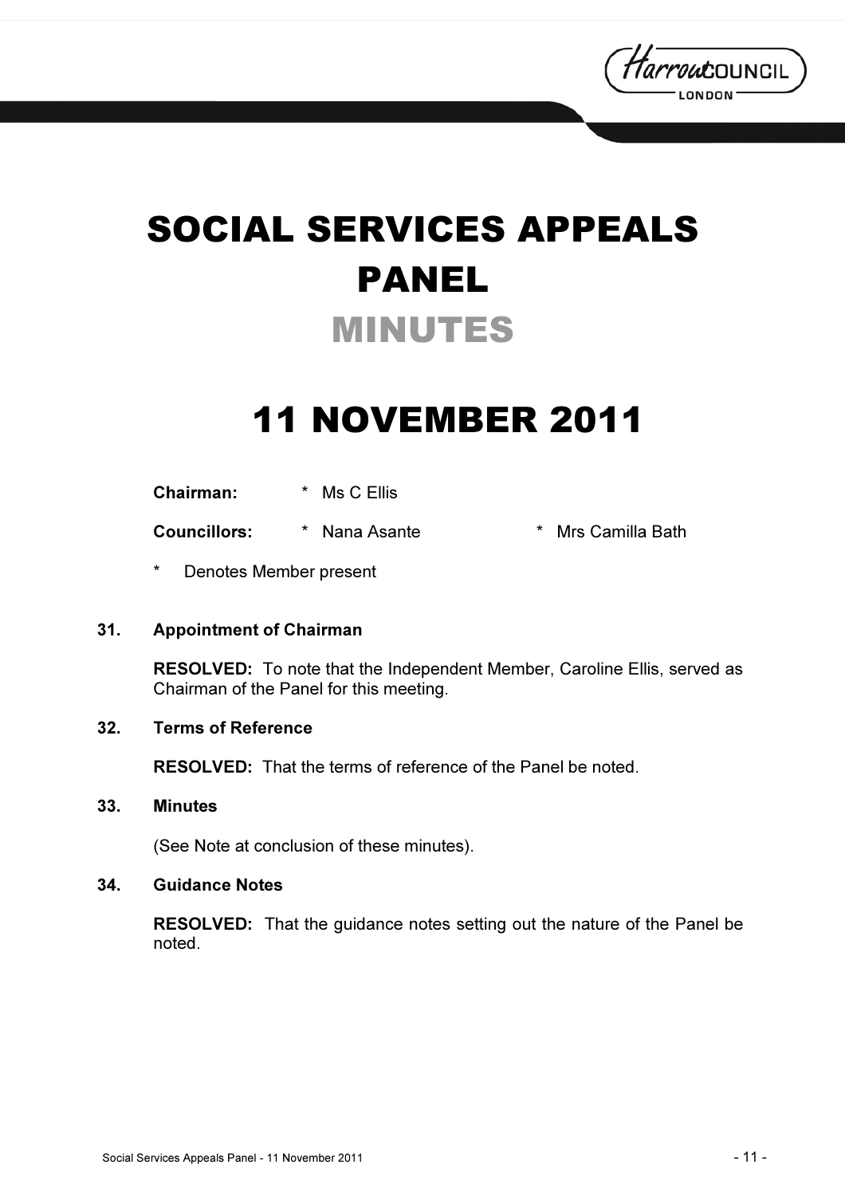# SOCIAL SERVICES APPEALS PANEL

## MINUTES

# 11 NOVEMBER 2011

**Chairman:** * Ms C Ellis

**Councillors:** * Nana Asante * Mrs Camilla Bath

\* Denotes Member present

### 31. Appointment of Chairman

**RESOLVED:** To note that the Independent Member, Caroline Ellis, served as Chairman of the Panel for this meeting.

### 32. Terms of Reference

**RESOLVED:** That the terms of reference of the Panel be noted.

### 33. Minutes

(See Note at conclusion of these minutes).

### 34. Guidance Notes

**RESOLVED:** That the guidance notes setting out the nature of the Panel be noted.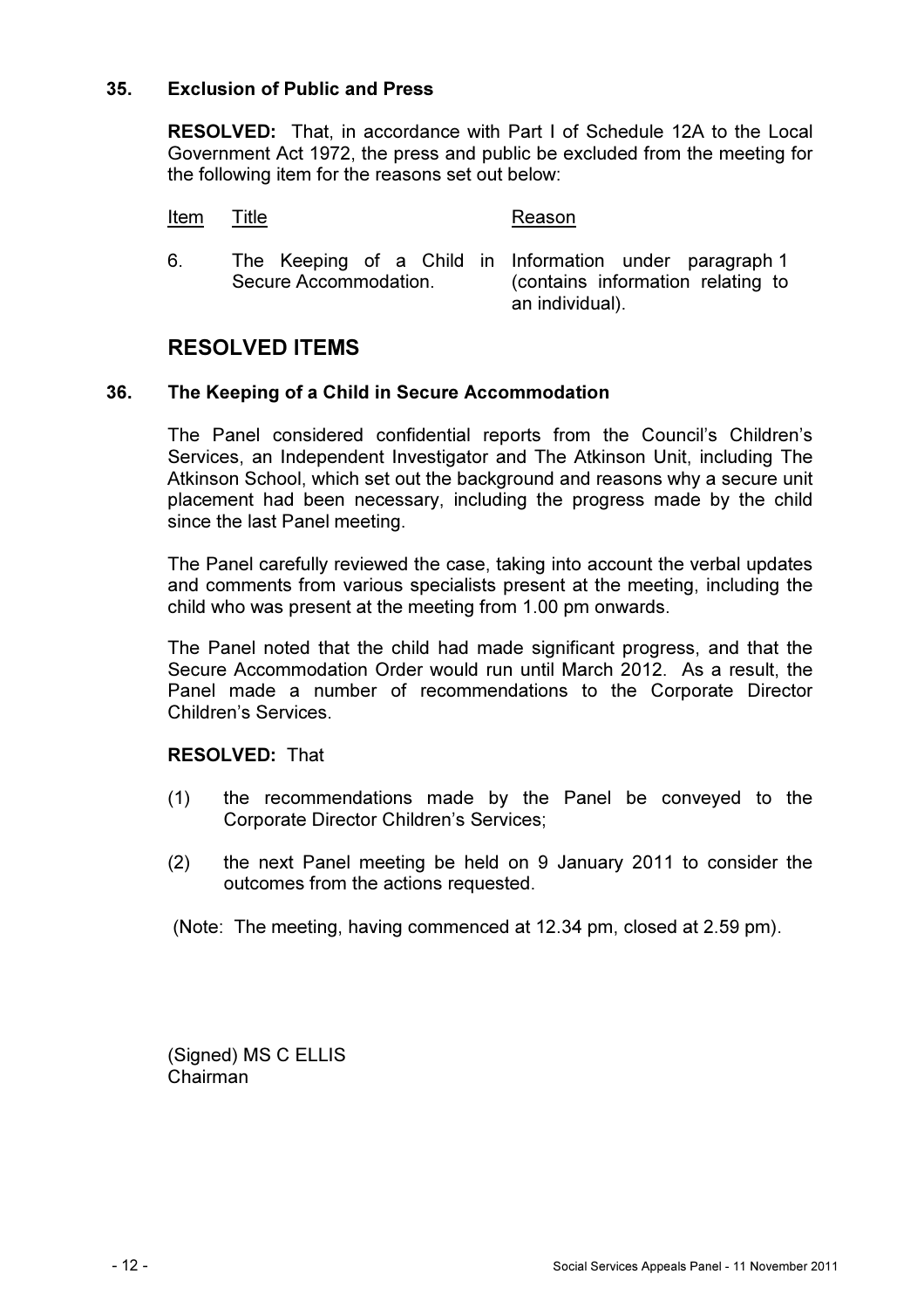### 35. Exclusion of Public and Press

**RESOLVED:** That, in accordance with Part I of Schedule 12A to the Local Government Act 1972, the press and public be excluded from the meeting for the following item for the reasons set out below:

| Item | Title | Reason |
| --- | --- | --- |
| 6. | The Keeping of a Child in Secure Accommodation. | Information under paragraph 1 (contains information relating to an individual). |

## RESOLVED ITEMS

### 36. The Keeping of a Child in Secure Accommodation

The Panel considered confidential reports from the Council's Children's Services, an Independent Investigator and The Atkinson Unit, including The Atkinson School, which set out the background and reasons why a secure unit placement had been necessary, including the progress made by the child since the last Panel meeting.

The Panel carefully reviewed the case, taking into account the verbal updates and comments from various specialists present at the meeting, including the child who was present at the meeting from 1.00 pm onwards.

The Panel noted that the child had made significant progress, and that the Secure Accommodation Order would run until March 2012. As a result, the Panel made a number of recommendations to the Corporate Director Children's Services.

**RESOLVED:** That

(1) the recommendations made by the Panel be conveyed to the Corporate Director Children's Services;

(2) the next Panel meeting be held on 9 January 2011 to consider the outcomes from the actions requested.

(Note: The meeting, having commenced at 12.34 pm, closed at 2.59 pm).

(Signed) MS C ELLIS
Chairman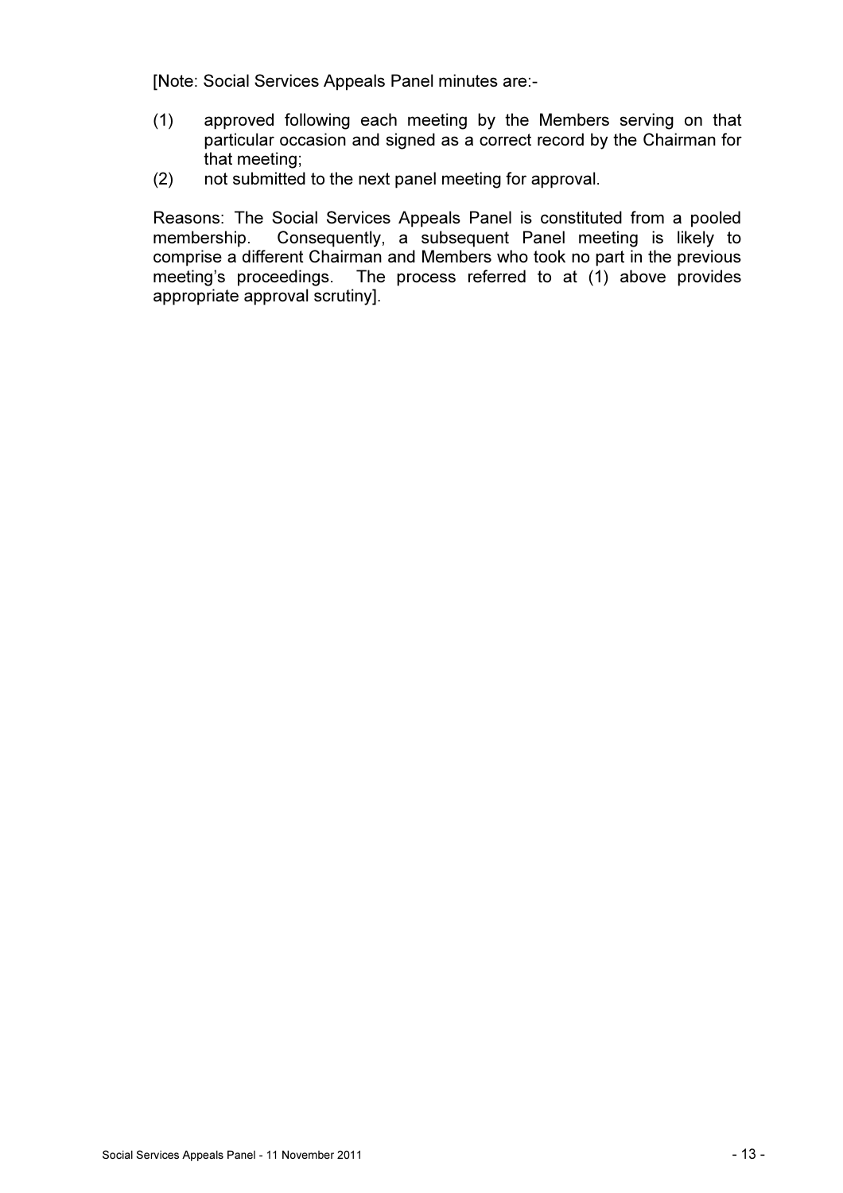[Note: Social Services Appeals Panel minutes are:-

(1) approved following each meeting by the Members serving on that particular occasion and signed as a correct record by the Chairman for that meeting;
(2) not submitted to the next panel meeting for approval.

Reasons: The Social Services Appeals Panel is constituted from a pooled membership. Consequently, a subsequent Panel meeting is likely to comprise a different Chairman and Members who took no part in the previous meeting's proceedings. The process referred to at (1) above provides appropriate approval scrutiny].